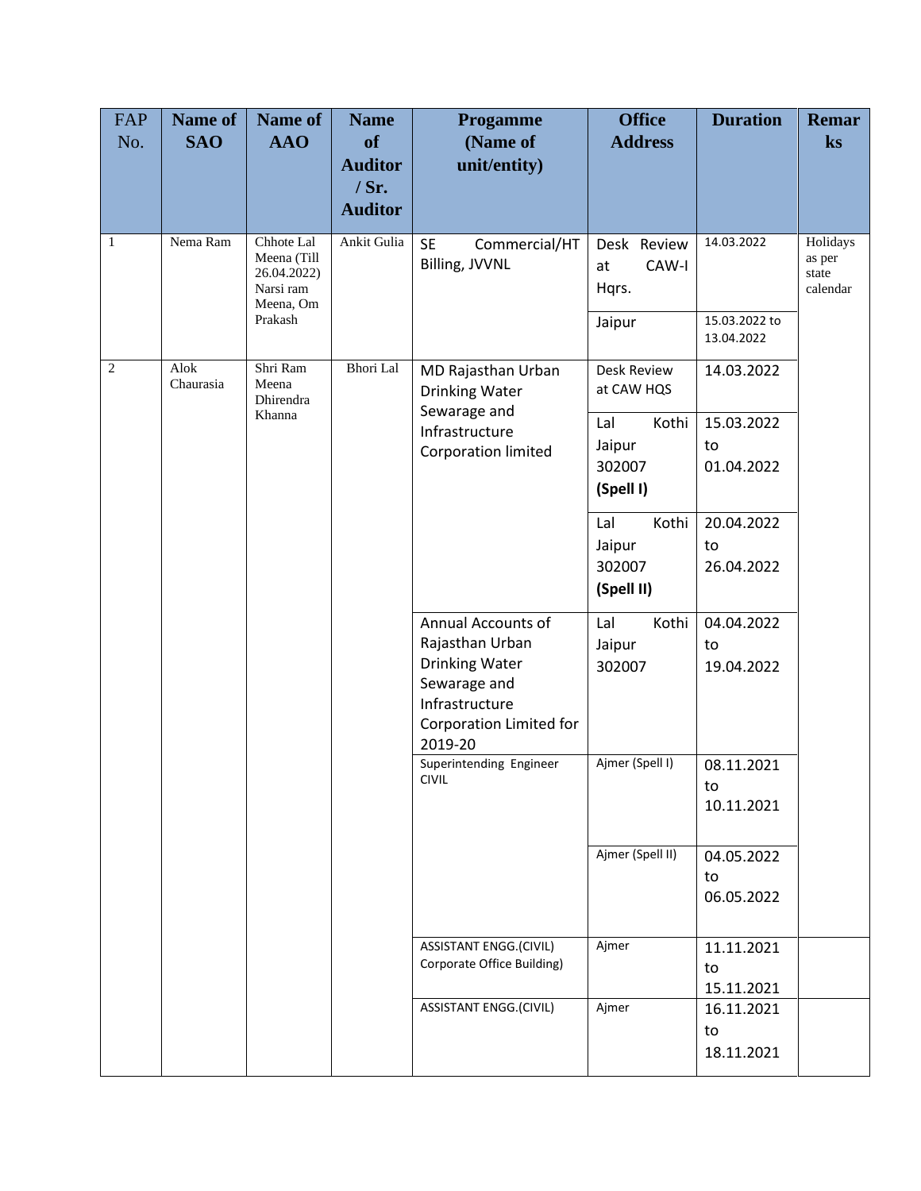| FAP No. | Name of SAO | Name of AAO | Name of Auditor / Sr. Auditor | Progamme (Name of unit/entity) | Office Address | Duration | Remarks |
|---|---|---|---|---|---|---|---|
| 1 | Nema Ram | Chhote Lal Meena (Till 26.04.2022) Narsi ram Meena, Om Prakash | Ankit Gulia | SE Commercial/HT Billing, JVVNL | Desk Review at CAW-I Hqrs. | 14.03.2022 | Holidays as per state calendar |
| | | | | | Jaipur | 15.03.2022 to 13.04.2022 | |
| 2 | Alok Chaurasia | Shri Ram Meena Dhirendra Khanna | Bhori Lal | MD Rajasthan Urban Drinking Water Sewarage and Infrastructure Corporation limited | Desk Review at CAW HQS | 14.03.2022 | |
| | | | | | Lal Kothi Jaipur 302007 **(Spell I)** | 15.03.2022 to 01.04.2022 | |
| | | | | | Lal Kothi Jaipur 302007 **(Spell II)** | 20.04.2022 to 26.04.2022 | |
| | | | | Annual Accounts of Rajasthan Urban Drinking Water Sewarage and Infrastructure Corporation Limited for 2019-20 | Lal Kothi Jaipur 302007 | 04.04.2022 to 19.04.2022 | |
| | | | | Superintending Engineer CIVIL | Ajmer (Spell I) | 08.11.2021 to 10.11.2021 | |
| | | | | | Ajmer (Spell II) | 04.05.2022 to 06.05.2022 | |
| | | | | ASSISTANT ENGG.(CIVIL) Corporate Office Building) | Ajmer | 11.11.2021 to 15.11.2021 | |
| | | | | ASSISTANT ENGG.(CIVIL) | Ajmer | 16.11.2021 to 18.11.2021 | |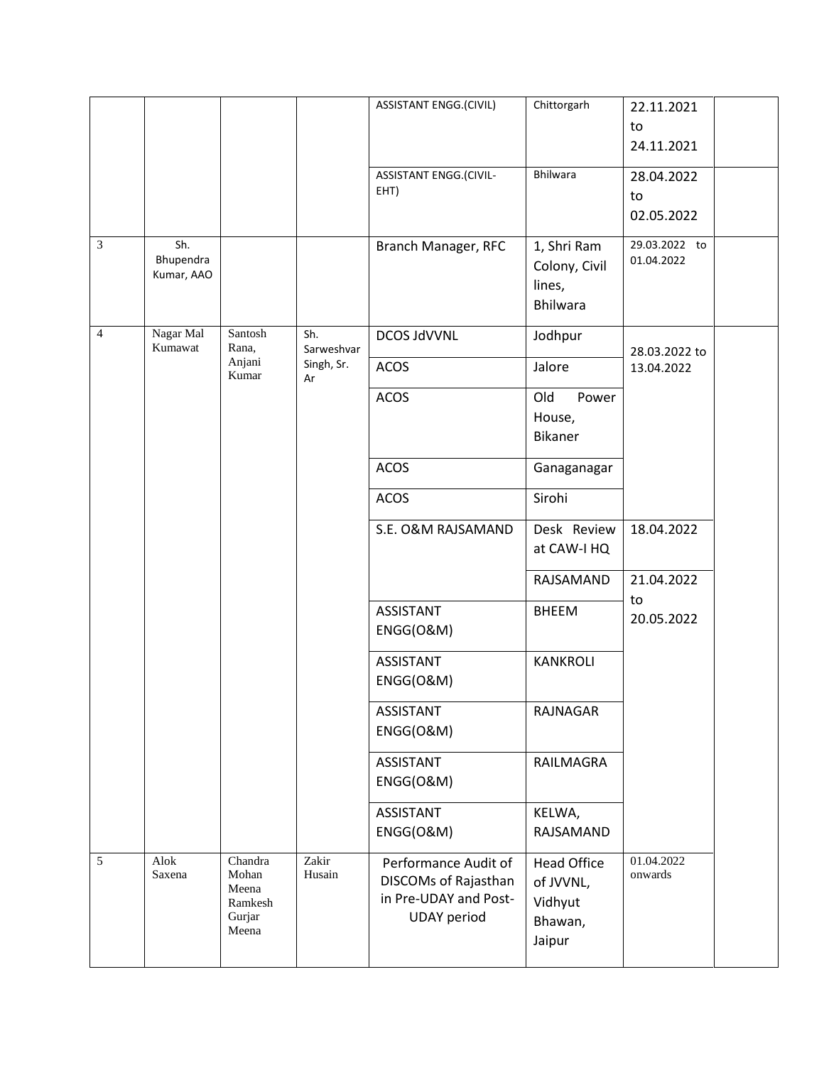| | | | | ASSISTANT ENGG.(CIVIL) | Chittorgarh | 22.11.2021 to 24.11.2021 | |
|---|---|---|---|---|---|---|---|
| | | | | ASSISTANT ENGG.(CIVIL-EHT) | Bhilwara | 28.04.2022 to 02.05.2022 | |
| 3 | Sh. Bhupendra Kumar, AAO | | | Branch Manager, RFC | 1, Shri Ram Colony, Civil lines, Bhilwara | 29.03.2022 to 01.04.2022 | |
| 4 | Nagar Mal Kumawat | Santosh Rana, Anjani Kumar | Sh. Sarweshvar Singh, Sr. Ar | DCOS JdVVNL | Jodhpur | 28.03.2022 to 13.04.2022 | |
| | | | | ACOS | Jalore | | |
| | | | | ACOS | Old Power House, Bikaner | | |
| | | | | ACOS | Ganaganagar | | |
| | | | | ACOS | Sirohi | | |
| | | | | S.E. O&M RAJSAMAND | Desk Review at CAW-I HQ | 18.04.2022 | |
| | | | | | RAJSAMAND | 21.04.2022 to 20.05.2022 | |
| | | | | ASSISTANT ENGG(O&M) | BHEEM | | |
| | | | | ASSISTANT ENGG(O&M) | KANKROLI | | |
| | | | | ASSISTANT ENGG(O&M) | RAJNAGAR | | |
| | | | | ASSISTANT ENGG(O&M) | RAILMAGRA | | |
| | | | | ASSISTANT ENGG(O&M) | KELWA, RAJSAMAND | | |
| 5 | Alok Saxena | Chandra Mohan Meena Ramkesh Gurjar Meena | Zakir Husain | Performance Audit of DISCOMs of Rajasthan in Pre-UDAY and Post-UDAY period | Head Office of JVVNL, Vidhyut Bhawan, Jaipur | 01.04.2022 onwards | |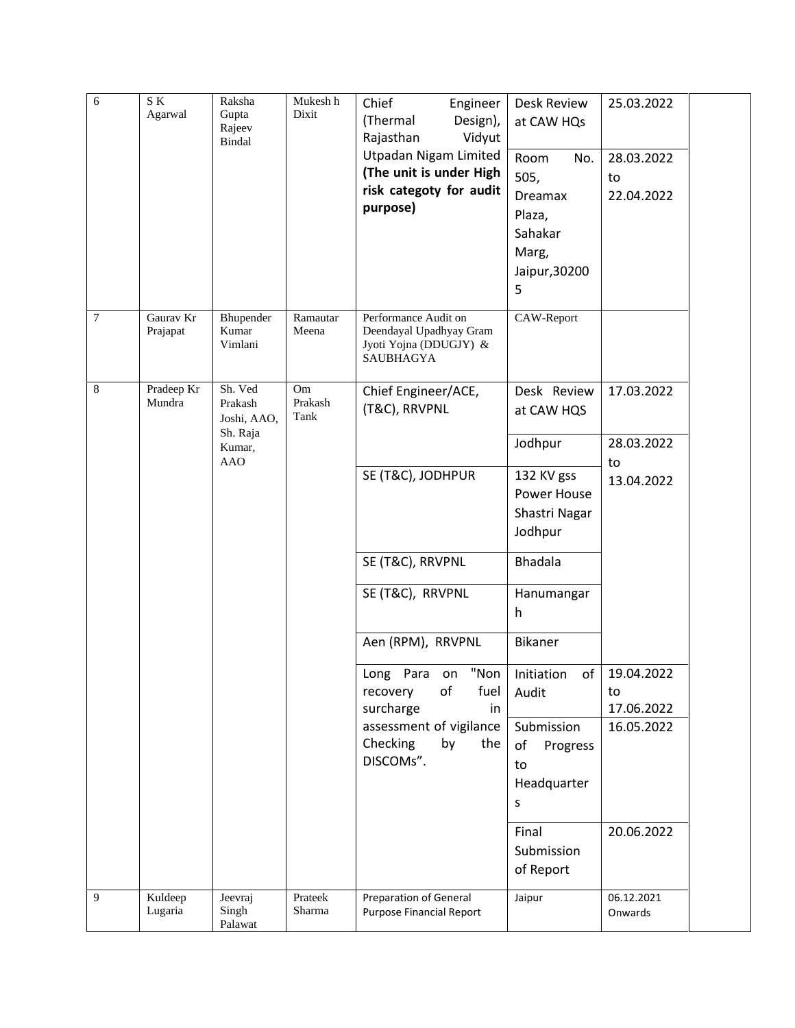| 6 | S K Agarwal | Raksha Gupta Rajeev Bindal | Mukesh h Dixit | Chief Engineer (Thermal Design), Rajasthan Vidyut Utpadan Nigam Limited **(The unit is under High risk categoty for audit purpose)** | Desk Review at CAW HQs | 25.03.2022 | |
|---|---|---|---|---|---|---|---|
| | | | | | Room No. 505, Dreamax Plaza, Sahakar Marg, Jaipur,302005 | 28.03.2022 to 22.04.2022 | |
| 7 | Gaurav Kr Prajapat | Bhupender Kumar Vimlani | Ramautar Meena | Performance Audit on Deendayal Upadhyay Gram Jyoti Yojna (DDUGJY) & SAUBHAGYA | CAW-Report | | |
| 8 | Pradeep Kr Mundra | Sh. Ved Prakash Joshi, AAO, Sh. Raja Kumar, AAO | Om Prakash Tank | Chief Engineer/ACE, (T&C), RRVPNL | Desk Review at CAW HQS | 17.03.2022 | |
| | | | | | Jodhpur | 28.03.2022 to 13.04.2022 | |
| | | | | SE (T&C), JODHPUR | 132 KV gss Power House Shastri Nagar Jodhpur | | |
| | | | | SE (T&C), RRVPNL | Bhadala | | |
| | | | | SE (T&C), RRVPNL | Hanumangarh | | |
| | | | | Aen (RPM), RRVPNL | Bikaner | | |
| | | | | Long Para on "Non recovery of fuel surcharge in assessment of vigilance Checking by the DISCOMs". | Initiation of Audit | 19.04.2022 to 17.06.2022 | |
| | | | | | Submission of Progress to Headquarters | 16.05.2022 | |
| | | | | | Final Submission of Report | 20.06.2022 | |
| 9 | Kuldeep Lugaria | Jeevraj Singh Palawat | Prateek Sharma | Preparation of General Purpose Financial Report | Jaipur | 06.12.2021 Onwards | |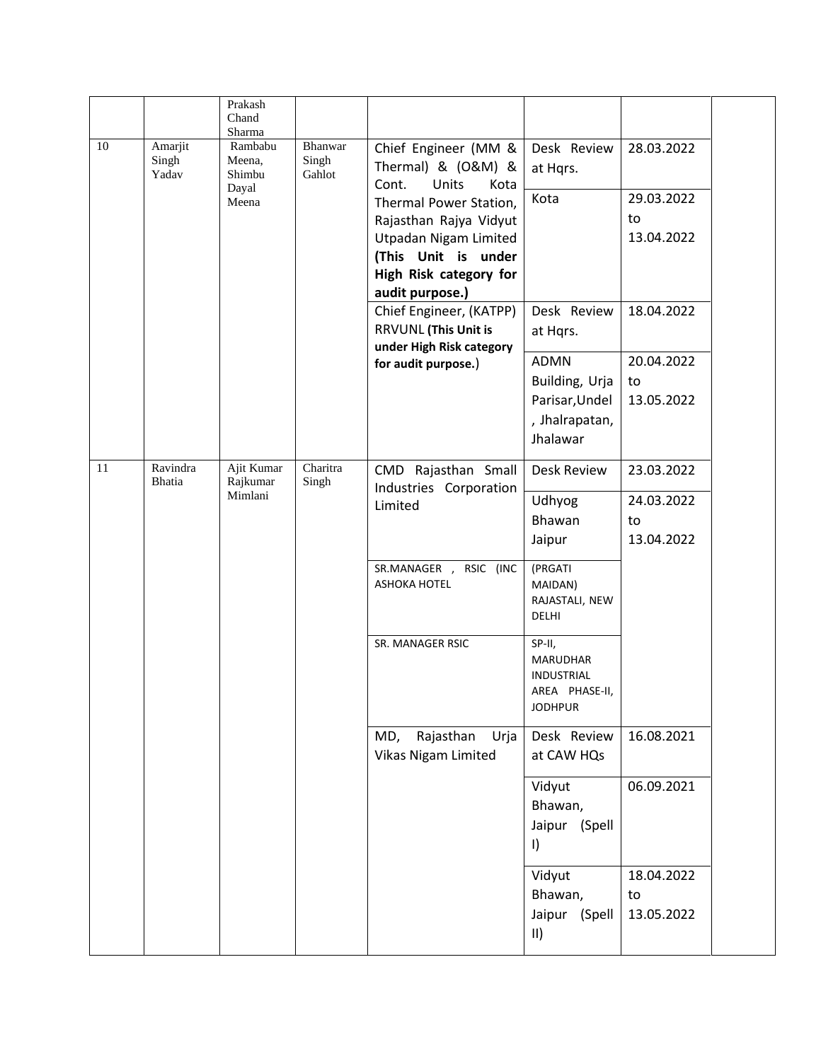|  |  | Prakash Chand Sharma |  |  |  |  |  |
|---|---|---|---|---|---|---|---|
| 10 | Amarjit Singh Yadav | Rambabu Meena, Shimbu Dayal Meena | Bhanwar Singh Gahlot | Chief Engineer (MM & Thermal) & (O&M) & Cont. Units Kota Thermal Power Station, Rajasthan Rajya Vidyut Utpadan Nigam Limited **(This Unit is under High Risk category for audit purpose.)** | Desk Review at Hqrs. | 28.03.2022 |  |
|  |  |  |  |  | Kota | 29.03.2022 to 13.04.2022 |  |
|  |  |  |  | Chief Engineer, (KATPP) RRVUNL **(This Unit is under High Risk category for audit purpose.**) | Desk Review at Hqrs. | 18.04.2022 |  |
|  |  |  |  |  | ADMN Building, Urja Parisar,Undel , Jhalrapatan, Jhalawar | 20.04.2022 to 13.05.2022 |  |
| 11 | Ravindra Bhatia | Ajit Kumar Rajkumar Mimlani | Charitra Singh | CMD Rajasthan Small Industries Corporation Limited | Desk Review | 23.03.2022 |  |
|  |  |  |  |  | Udhyog Bhawan Jaipur | 24.03.2022 to 13.04.2022 |  |
|  |  |  |  | SR.MANAGER , RSIC (INC ASHOKA HOTEL | (PRGATI MAIDAN) RAJASTALI, NEW DELHI |  |  |
|  |  |  |  | SR. MANAGER RSIC | SP-II, MARUDHAR INDUSTRIAL AREA PHASE-II, JODHPUR |  |  |
|  |  |  |  | MD, Rajasthan Urja Vikas Nigam Limited | Desk Review at CAW HQs | 16.08.2021 |  |
|  |  |  |  |  | Vidyut Bhawan, Jaipur (Spell I) | 06.09.2021 |  |
|  |  |  |  |  | Vidyut Bhawan, Jaipur (Spell II) | 18.04.2022 to 13.05.2022 |  |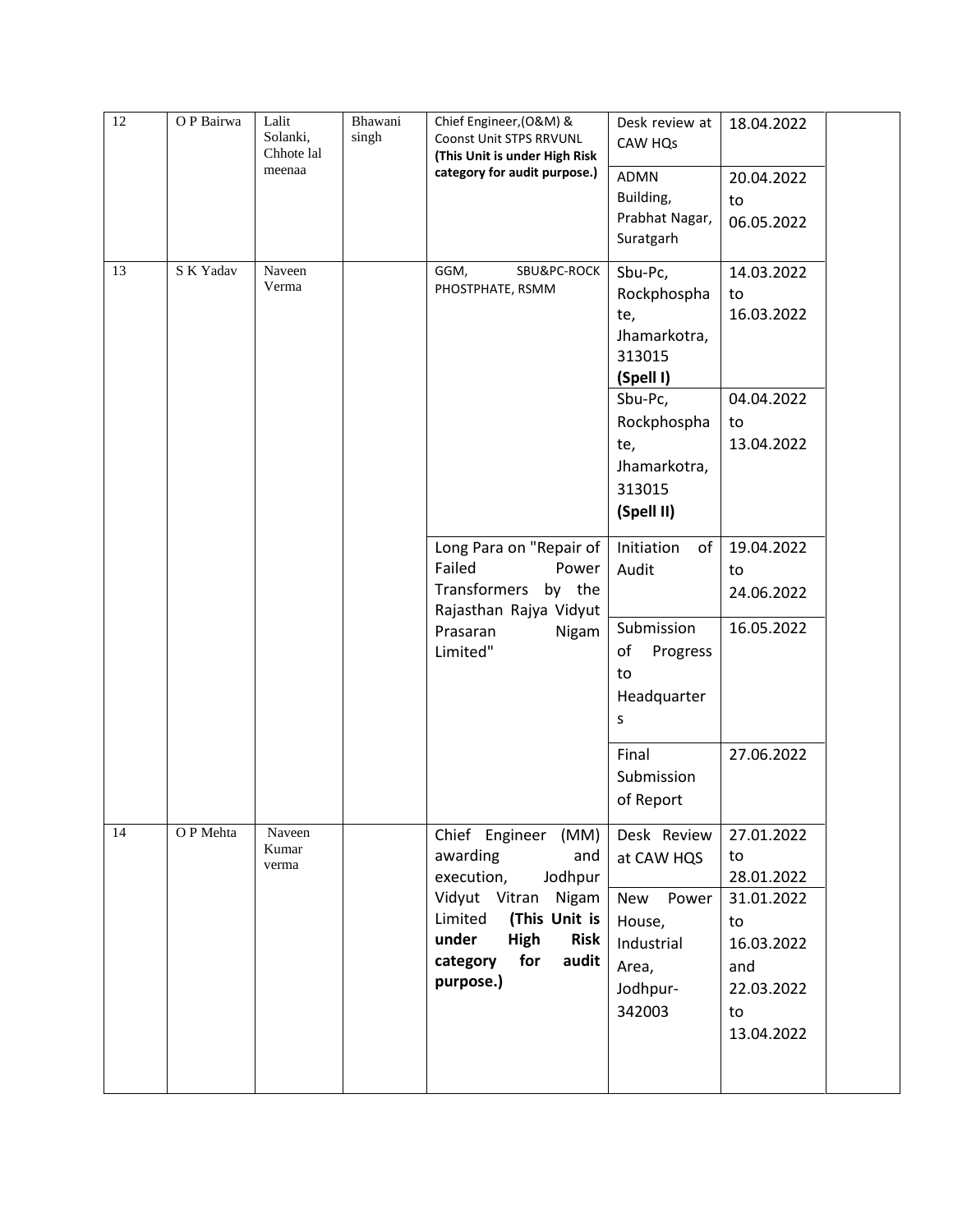| 12 | O P Bairwa | Lalit Solanki, Chhote lal meenaa | Bhawani singh | Chief Engineer,(O&M) & Coonst Unit STPS RRVUNL **(This Unit is under High Risk category for audit purpose.)** | Desk review at CAW HQs | 18.04.2022 | |
|---|---|---|---|---|---|---|---|
| | | | | | ADMN Building, Prabhat Nagar, Suratgarh | 20.04.2022 to 06.05.2022 | |
| 13 | S K Yadav | Naveen Verma | | GGM, SBU&PC-ROCK PHOSTPHATE, RSMM | Sbu-Pc, Rockphosphate, Jhamarkotra, 313015 **(Spell I)** | 14.03.2022 to 16.03.2022 | |
| | | | | | Sbu-Pc, Rockphosphate, Jhamarkotra, 313015 **(Spell II)** | 04.04.2022 to 13.04.2022 | |
| | | | | Long Para on "Repair of Failed Power Transformers by the Rajasthan Rajya Vidyut Prasaran Nigam Limited" | Initiation of Audit | 19.04.2022 to 24.06.2022 | |
| | | | | | Submission of Progress to Headquarters | 16.05.2022 | |
| | | | | | Final Submission of Report | 27.06.2022 | |
| 14 | O P Mehta | Naveen Kumar verma | | Chief Engineer (MM) awarding and execution, Jodhpur Vidyut Vitran Nigam Limited **(This Unit is under High Risk category for audit purpose.)** | Desk Review at CAW HQS | 27.01.2022 to 28.01.2022 | |
| | | | | | New Power House, Industrial Area, Jodhpur-342003 | 31.01.2022 to 16.03.2022 and 22.03.2022 to 13.04.2022 | |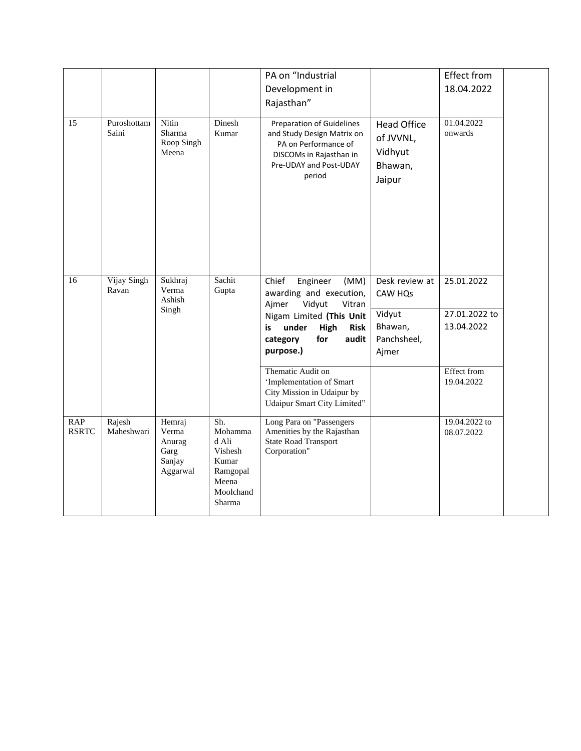| | | | | | | | |
|---|---|---|---|---|---|---|---|
| | | | | PA on "Industrial Development in Rajasthan" | | Effect from 18.04.2022 | |
| 15 | Puroshottam Saini | Nitin Sharma<br>Roop Singh Meena | Dinesh Kumar | Preparation of Guidelines and Study Design Matrix on PA on Performance of DISCOMs in Rajasthan in Pre-UDAY and Post-UDAY period | Head Office of JVVNL, Vidhyut Bhawan, Jaipur | 01.04.2022 onwards | |
| 16 | Vijay Singh Ravan | Sukhraj Verma<br>Ashish Singh | Sachit Gupta | Chief Engineer (MM) awarding and execution, Ajmer Vidyut Vitran Nigam Limited **(This Unit is under High Risk category for audit purpose.)** | Desk review at CAW HQs | 25.01.2022 | |
| | | | | | Vidyut Bhawan, Panchsheel, Ajmer | 27.01.2022 to 13.04.2022 | |
| | | | | Thematic Audit on 'Implementation of Smart City Mission in Udaipur by Udaipur Smart City Limited" | | Effect from 19.04.2022 | |
| RAP RSRTC | Rajesh Maheshwari | Hemraj Verma<br>Anurag Garg<br>Sanjay Aggarwal | Sh. Mohammad Ali<br>Vishesh Kumar<br>Ramgopal Meena<br>Moolchand Sharma | Long Para on "Passengers Amenities by the Rajasthan State Road Transport Corporation" | | 19.04.2022 to 08.07.2022 | |